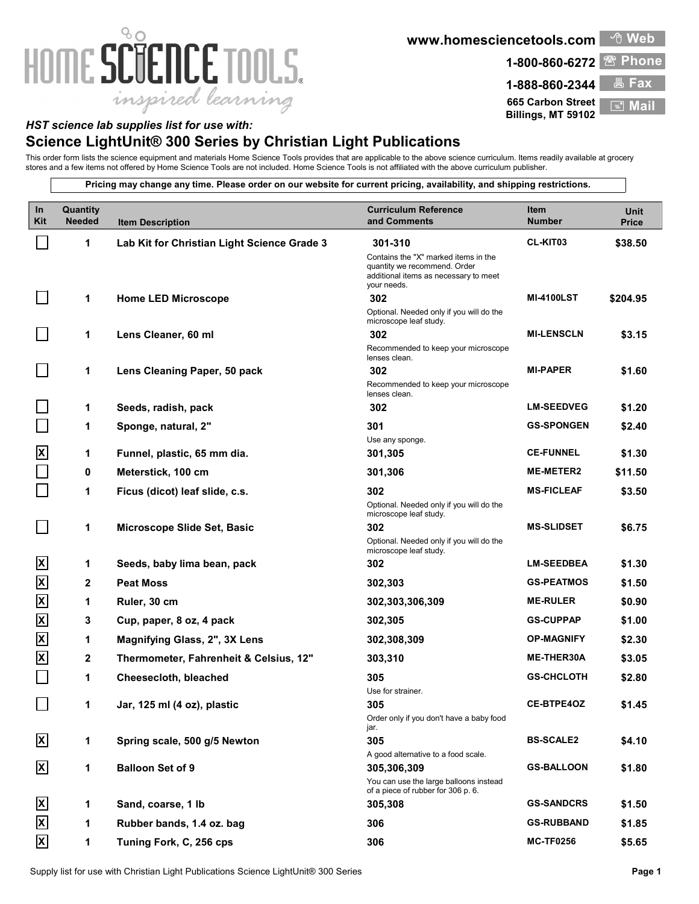HOME SCIENCE TOOLS®
*inspired learning*

www.homesciencetools.com Web
1-800-860-6272 Phone
1-888-860-2344 Fax
665 Carbon Street
Billings, MT 59102 Mail

***HST science lab supplies list for use with:***

## Science LightUnit® 300 Series by Christian Light Publications

This order form lists the science equipment and materials Home Science Tools provides that are applicable to the above science curriculum. Items readily available at grocery stores and a few items not offered by Home Science Tools are not included. Home Science Tools is not affiliated with the above curriculum publisher.

**Pricing may change any time. Please order on our website for current pricing, availability, and shipping restrictions.**

| In Kit | Quantity Needed | Item Description | Curriculum Reference and Comments | Item Number | Unit Price |
|---|---|---|---|---|---|
| ☐ | 1 | **Lab Kit for Christian Light Science Grade 3** | 301-310<br>Contains the "X" marked items in the quantity we recommend. Order additional items as necessary to meet your needs. | CL-KIT03 | $38.50 |
| ☐ | 1 | **Home LED Microscope** | 302<br>Optional. Needed only if you will do the microscope leaf study. | MI-4100LST | $204.95 |
| ☐ | 1 | **Lens Cleaner, 60 ml** | 302<br>Recommended to keep your microscope lenses clean. | MI-LENSCLN | $3.15 |
| ☐ | 1 | **Lens Cleaning Paper, 50 pack** | 302<br>Recommended to keep your microscope lenses clean. | MI-PAPER | $1.60 |
| ☐ | 1 | **Seeds, radish, pack** | 302 | LM-SEEDVEG | $1.20 |
| ☐ | 1 | **Sponge, natural, 2"** | 301<br>Use any sponge. | GS-SPONGEN | $2.40 |
| X | 1 | **Funnel, plastic, 65 mm dia.** | 301,305 | CE-FUNNEL | $1.30 |
| ☐ | 0 | **Meterstick, 100 cm** | 301,306 | ME-METER2 | $11.50 |
| ☐ | 1 | **Ficus (dicot) leaf slide, c.s.** | 302<br>Optional. Needed only if you will do the microscope leaf study. | MS-FICLEAF | $3.50 |
| ☐ | 1 | **Microscope Slide Set, Basic** | 302<br>Optional. Needed only if you will do the microscope leaf study. | MS-SLIDSET | $6.75 |
| X | 1 | **Seeds, baby lima bean, pack** | 302 | LM-SEEDBEA | $1.30 |
| X | 2 | **Peat Moss** | 302,303 | GS-PEATMOS | $1.50 |
| X | 1 | **Ruler, 30 cm** | 302,303,306,309 | ME-RULER | $0.90 |
| X | 3 | **Cup, paper, 8 oz, 4 pack** | 302,305 | GS-CUPPAP | $1.00 |
| X | 1 | **Magnifying Glass, 2", 3X Lens** | 302,308,309 | OP-MAGNIFY | $2.30 |
| X | 2 | **Thermometer, Fahrenheit & Celsius, 12"** | 303,310 | ME-THER30A | $3.05 |
| ☐ | 1 | **Cheesecloth, bleached** | 305<br>Use for strainer. | GS-CHCLOTH | $2.80 |
| ☐ | 1 | **Jar, 125 ml (4 oz), plastic** | 305<br>Order only if you don't have a baby food jar. | CE-BTPE4OZ | $1.45 |
| X | 1 | **Spring scale, 500 g/5 Newton** | 305<br>A good alternative to a food scale. | BS-SCALE2 | $4.10 |
| X | 1 | **Balloon Set of 9** | 305,306,309<br>You can use the large balloons instead of a piece of rubber for 306 p. 6. | GS-BALLOON | $1.80 |
| X | 1 | **Sand, coarse, 1 lb** | 305,308 | GS-SANDCRS | $1.50 |
| X | 1 | **Rubber bands, 1.4 oz. bag** | 306 | GS-RUBBAND | $1.85 |
| X | 1 | **Tuning Fork, C, 256 cps** | 306 | MC-TF0256 | $5.65 |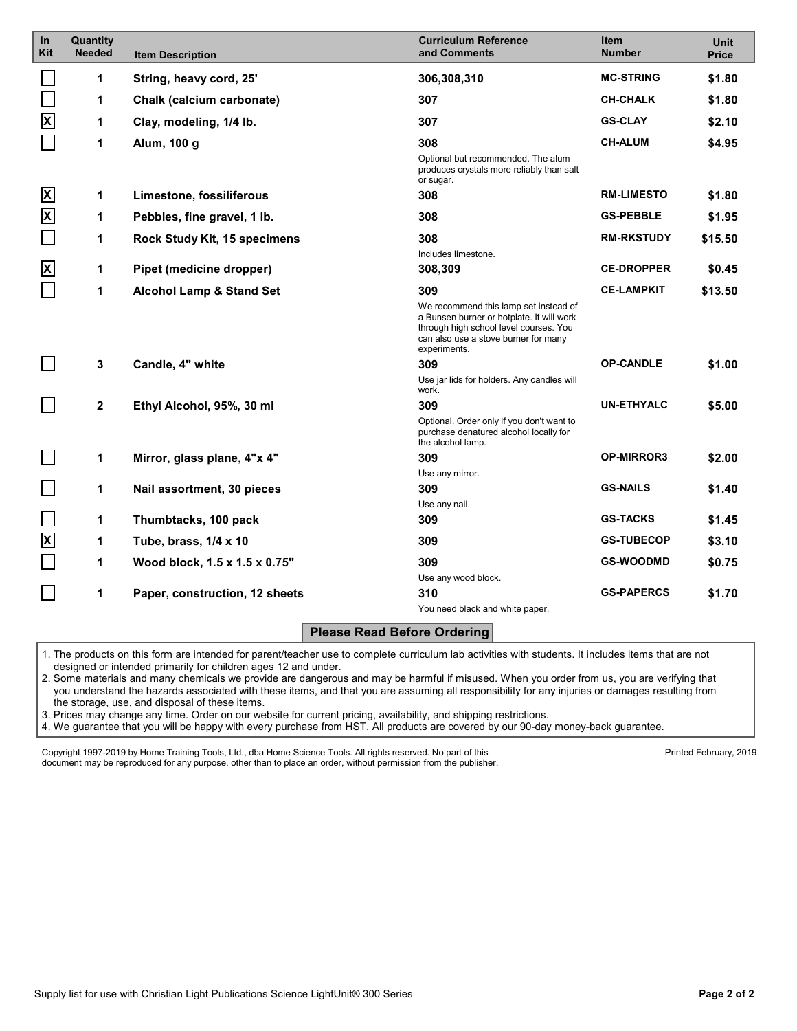| In Kit | Quantity Needed | Item Description | Curriculum Reference and Comments | Item Number | Unit Price |
|---|---|---|---|---|---|
| ☐ | 1 | **String, heavy cord, 25'** | **306,308,310** | **MC-STRING** | **$1.80** |
| ☐ | 1 | **Chalk (calcium carbonate)** | **307** | **CH-CHALK** | **$1.80** |
| ☒ | 1 | **Clay, modeling, 1/4 lb.** | **307** | **GS-CLAY** | **$2.10** |
| ☐ | 1 | **Alum, 100 g** | **308** Optional but recommended. The alum produces crystals more reliably than salt or sugar. | **CH-ALUM** | **$4.95** |
| ☒ | 1 | **Limestone, fossiliferous** | **308** | **RM-LIMESTO** | **$1.80** |
| ☒ | 1 | **Pebbles, fine gravel, 1 lb.** | **308** | **GS-PEBBLE** | **$1.95** |
| ☐ | 1 | **Rock Study Kit, 15 specimens** | **308** Includes limestone. | **RM-RKSTUDY** | **$15.50** |
| ☒ | 1 | **Pipet (medicine dropper)** | **308,309** | **CE-DROPPER** | **$0.45** |
| ☐ | 1 | **Alcohol Lamp & Stand Set** | **309** We recommend this lamp set instead of a Bunsen burner or hotplate. It will work through high school level courses. You can also use a stove burner for many experiments. | **CE-LAMPKIT** | **$13.50** |
| ☐ | 3 | **Candle, 4" white** | **309** Use jar lids for holders. Any candles will work. | **OP-CANDLE** | **$1.00** |
| ☐ | 2 | **Ethyl Alcohol, 95%, 30 ml** | **309** Optional. Order only if you don't want to purchase denatured alcohol locally for the alcohol lamp. | **UN-ETHYALC** | **$5.00** |
| ☐ | 1 | **Mirror, glass plane, 4"x 4"** | **309** Use any mirror. | **OP-MIRROR3** | **$2.00** |
| ☐ | 1 | **Nail assortment, 30 pieces** | **309** Use any nail. | **GS-NAILS** | **$1.40** |
| ☐ | 1 | **Thumbtacks, 100 pack** | **309** | **GS-TACKS** | **$1.45** |
| ☒ | 1 | **Tube, brass, 1/4 x 10** | **309** | **GS-TUBECOP** | **$3.10** |
| ☐ | 1 | **Wood block, 1.5 x 1.5 x 0.75"** | **309** Use any wood block. | **GS-WOODMD** | **$0.75** |
| ☐ | 1 | **Paper, construction, 12 sheets** | **310** You need black and white paper. | **GS-PAPERCS** | **$1.70** |

## Please Read Before Ordering

1. The products on this form are intended for parent/teacher use to complete curriculum lab activities with students. It includes items that are not designed or intended primarily for children ages 12 and under.
2. Some materials and many chemicals we provide are dangerous and may be harmful if misused. When you order from us, you are verifying that you understand the hazards associated with these items, and that you are assuming all responsibility for any injuries or damages resulting from the storage, use, and disposal of these items.
3. Prices may change any time. Order on our website for current pricing, availability, and shipping restrictions.
4. We guarantee that you will be happy with every purchase from HST. All products are covered by our 90-day money-back guarantee.

Copyright 1997-2019 by Home Training Tools, Ltd., dba Home Science Tools. All rights reserved. No part of this document may be reproduced for any purpose, other than to place an order, without permission from the publisher.

Printed February, 2019

Supply list for use with Christian Light Publications Science LightUnit® 300 Series